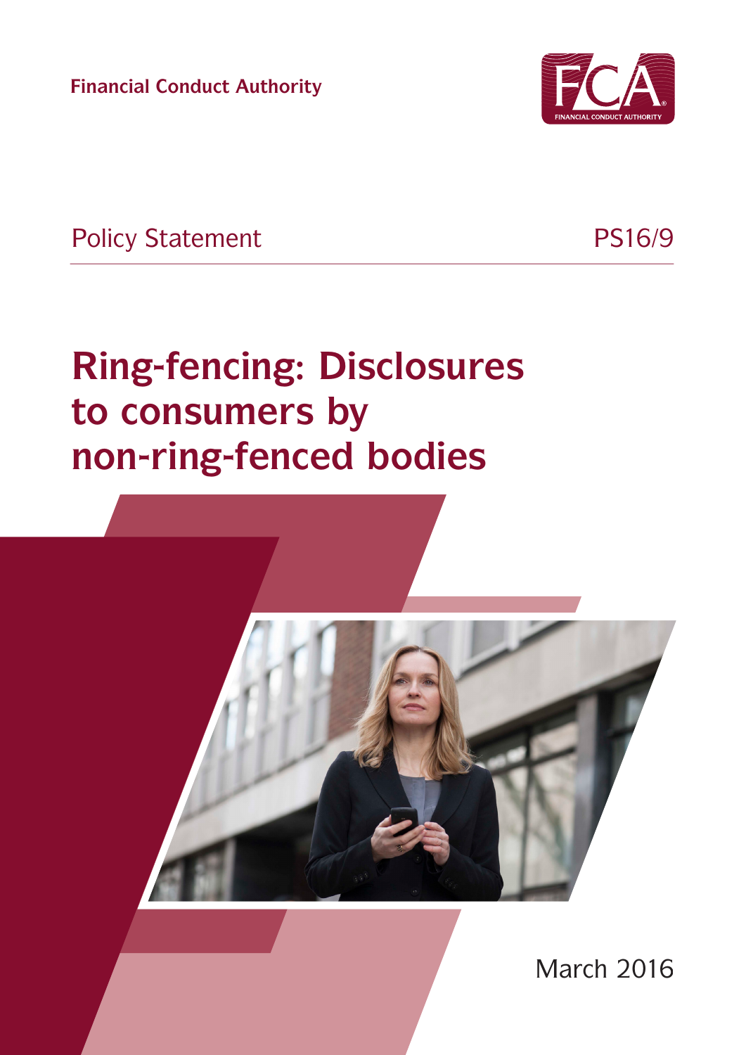Financial Conduct Authority

Policy Statement PS16/9

# Ring-fencing: Disclosures to consumers by non-ring-fenced bodies

March 2016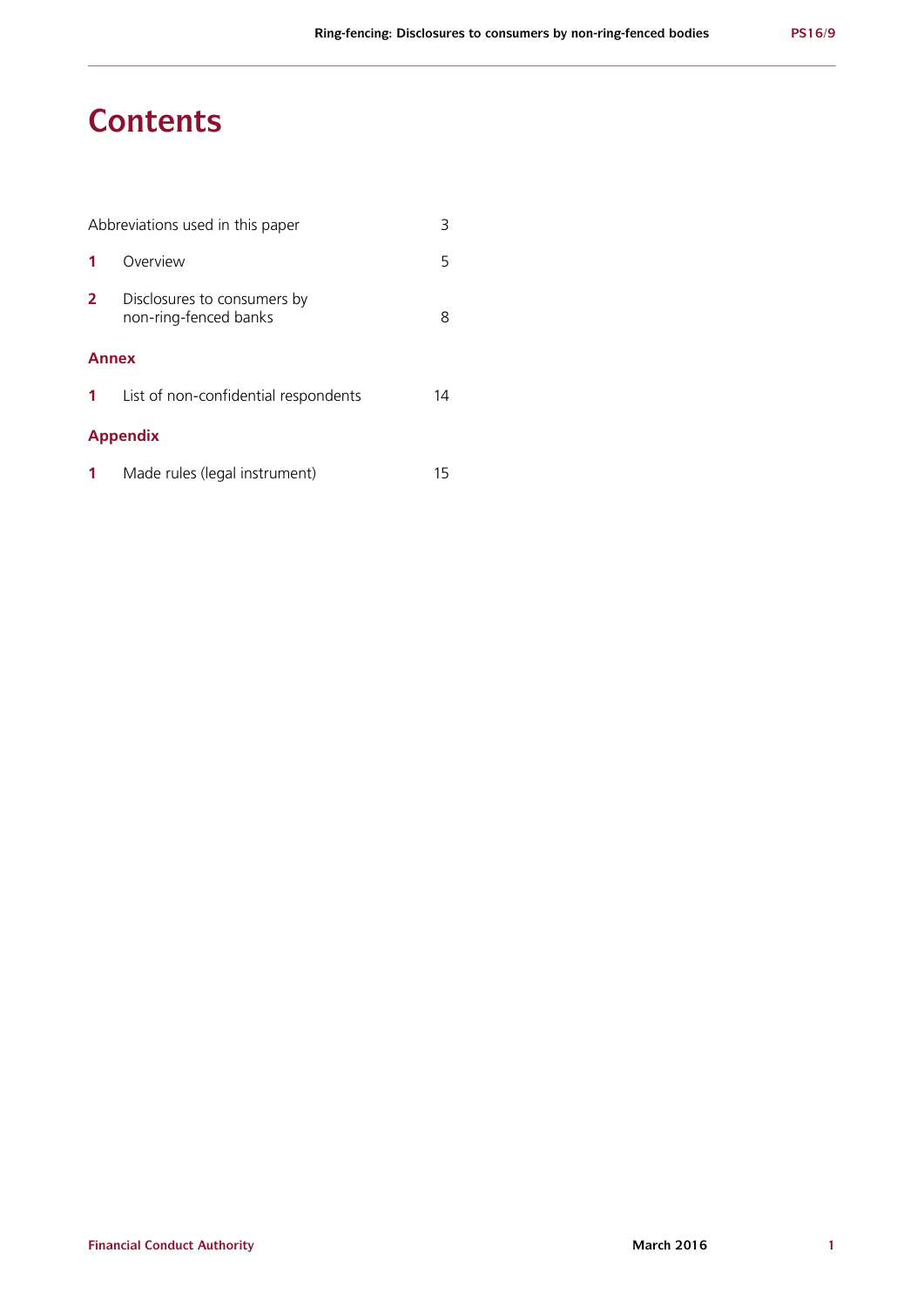# Contents

| | | |
|---|---|---|
| | Abbreviations used in this paper | 3 |
| **1** | Overview | 5 |
| **2** | Disclosures to consumers by non-ring-fenced banks | 8 |

## Annex

| | | |
|---|---|---|
| **1** | List of non-confidential respondents | 14 |

## Appendix

| | | |
|---|---|---|
| **1** | Made rules (legal instrument) | 15 |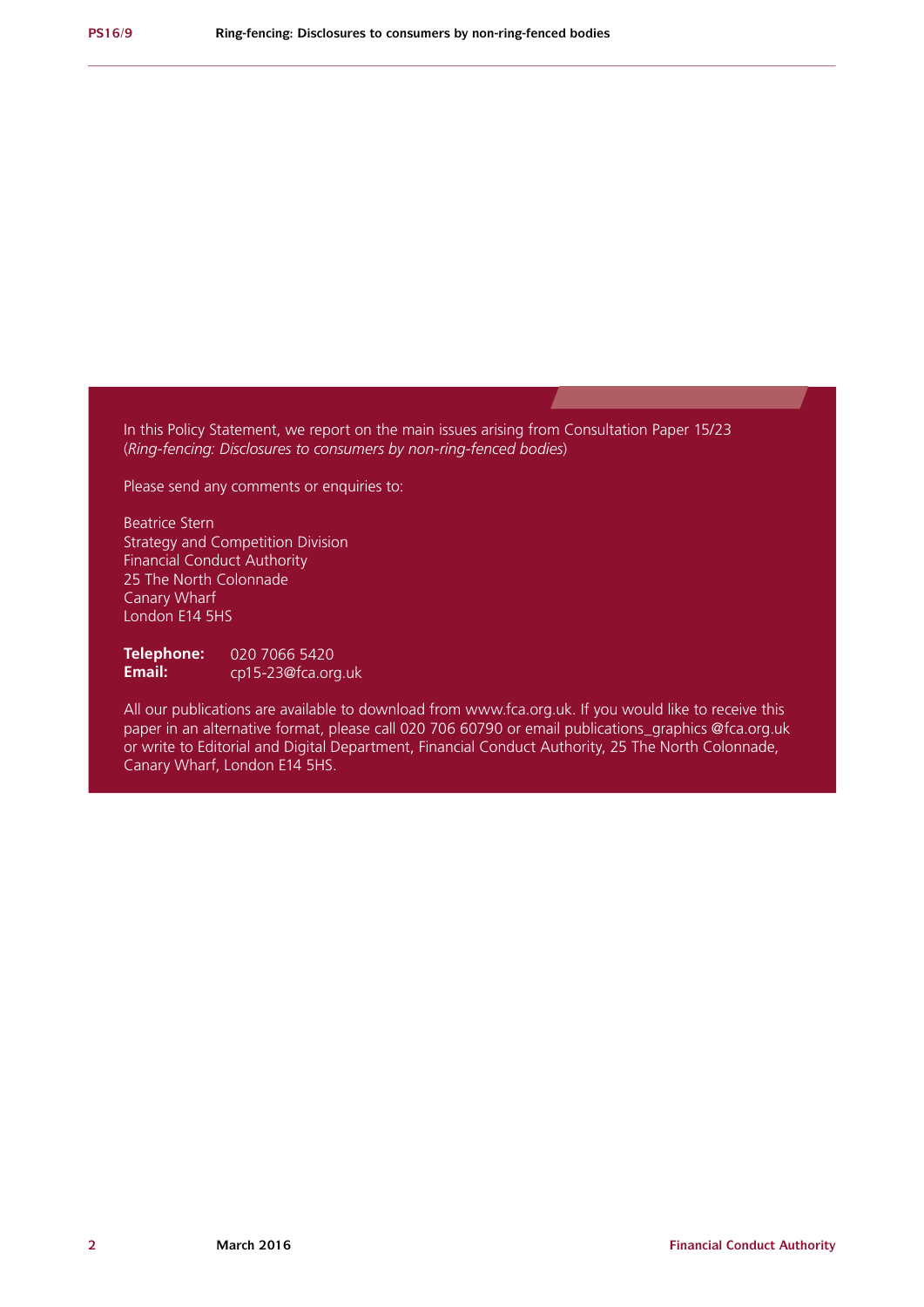In this Policy Statement, we report on the main issues arising from Consultation Paper 15/23 (*Ring-fencing: Disclosures to consumers by non-ring-fenced bodies*)

Please send any comments or enquiries to:

Beatrice Stern
Strategy and Competition Division
Financial Conduct Authority
25 The North Colonnade
Canary Wharf
London E14 5HS

**Telephone:** 020 7066 5420
**Email:** cp15-23@fca.org.uk

All our publications are available to download from www.fca.org.uk. If you would like to receive this paper in an alternative format, please call 020 706 60790 or email publications_graphics @fca.org.uk or write to Editorial and Digital Department, Financial Conduct Authority, 25 The North Colonnade, Canary Wharf, London E14 5HS.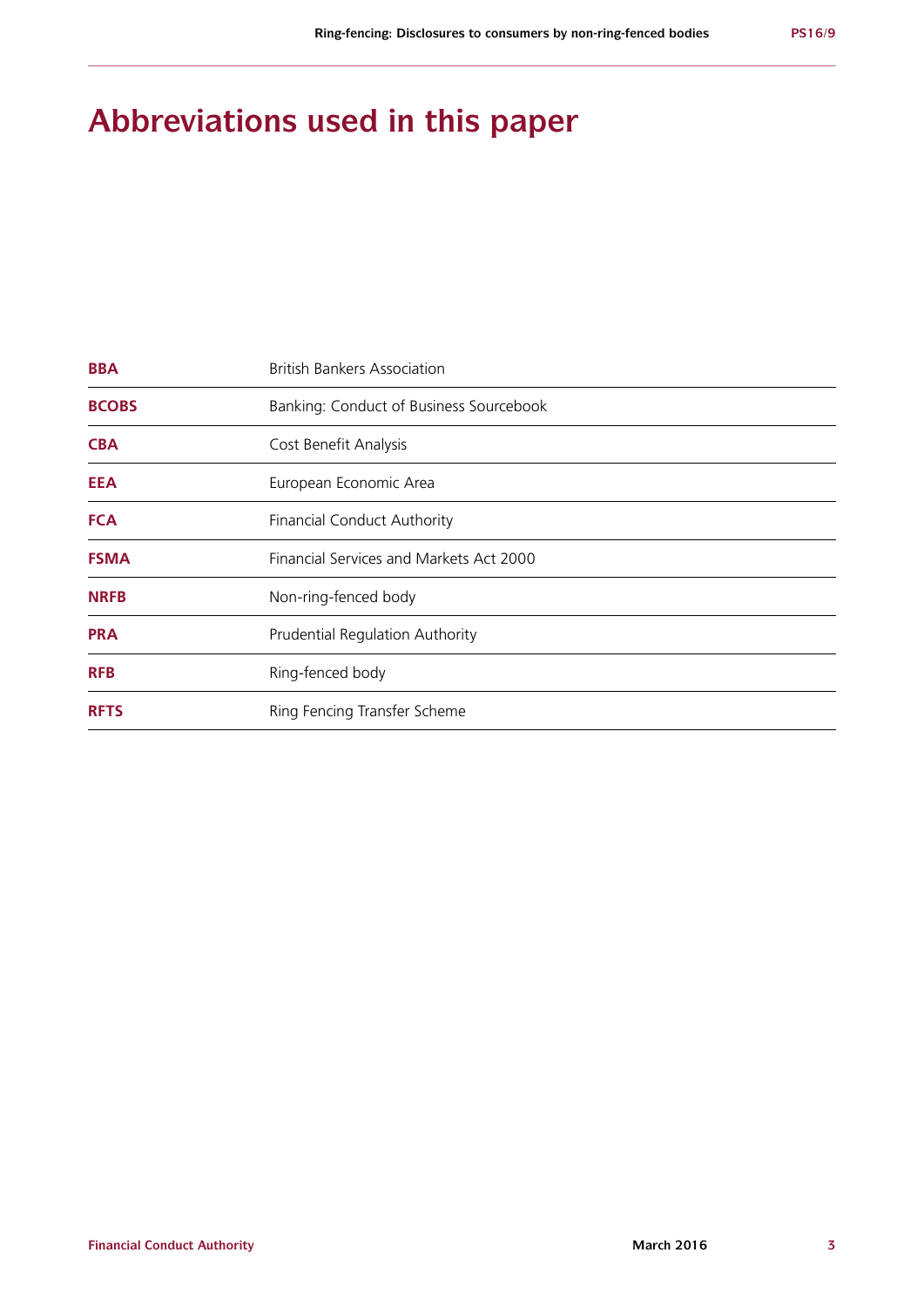# Abbreviations used in this paper

| | |
|---|---|
| **BBA** | British Bankers Association |
| **BCOBS** | Banking: Conduct of Business Sourcebook |
| **CBA** | Cost Benefit Analysis |
| **EEA** | European Economic Area |
| **FCA** | Financial Conduct Authority |
| **FSMA** | Financial Services and Markets Act 2000 |
| **NRFB** | Non-ring-fenced body |
| **PRA** | Prudential Regulation Authority |
| **RFB** | Ring-fenced body |
| **RFTS** | Ring Fencing Transfer Scheme |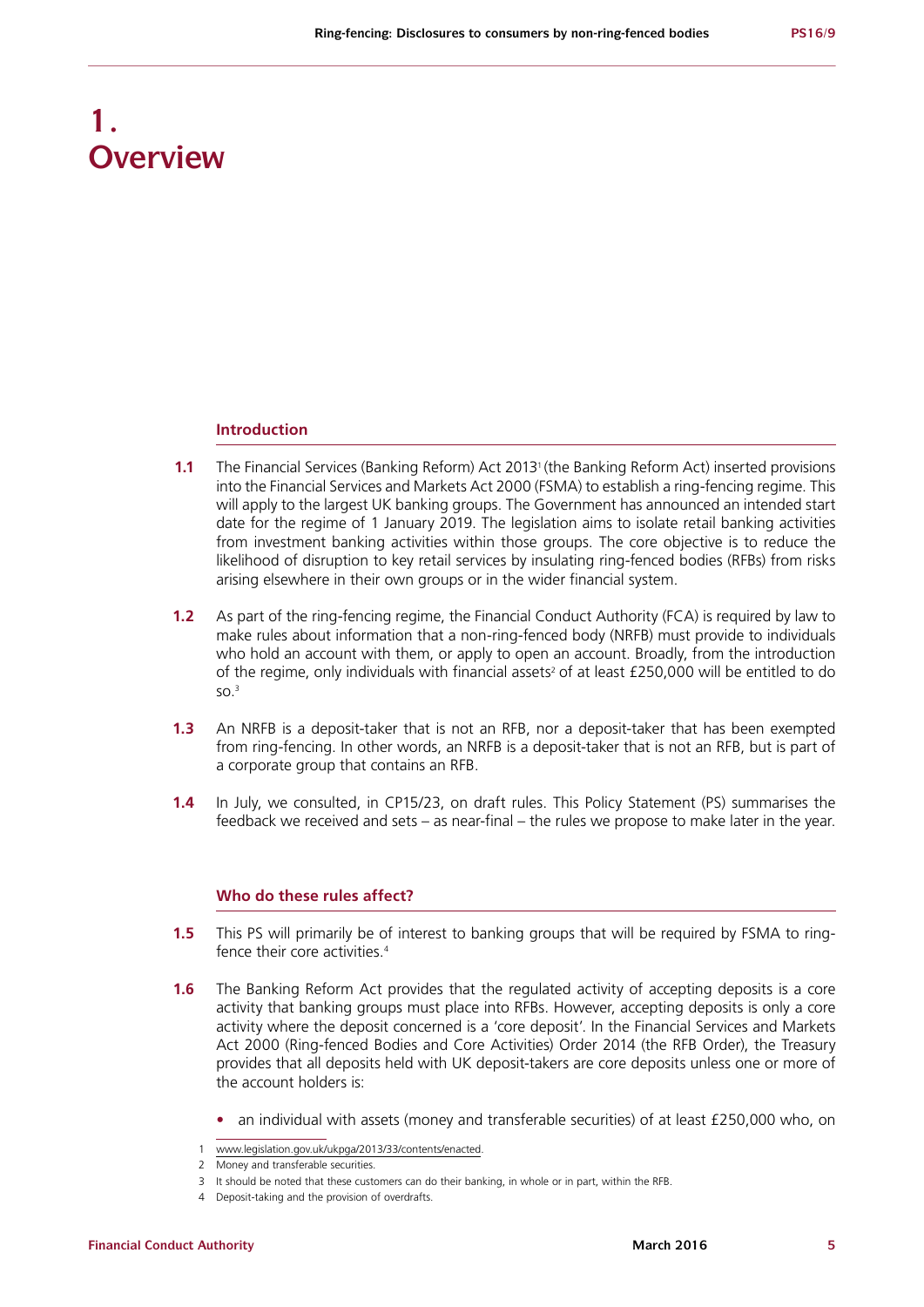# 1. Overview

## Introduction

**1.1** The Financial Services (Banking Reform) Act 2013[1] (the Banking Reform Act) inserted provisions into the Financial Services and Markets Act 2000 (FSMA) to establish a ring-fencing regime. This will apply to the largest UK banking groups. The Government has announced an intended start date for the regime of 1 January 2019. The legislation aims to isolate retail banking activities from investment banking activities within those groups. The core objective is to reduce the likelihood of disruption to key retail services by insulating ring-fenced bodies (RFBs) from risks arising elsewhere in their own groups or in the wider financial system.

**1.2** As part of the ring-fencing regime, the Financial Conduct Authority (FCA) is required by law to make rules about information that a non-ring-fenced body (NRFB) must provide to individuals who hold an account with them, or apply to open an account. Broadly, from the introduction of the regime, only individuals with financial assets[2] of at least £250,000 will be entitled to do so.[3]

**1.3** An NRFB is a deposit-taker that is not an RFB, nor a deposit-taker that has been exempted from ring-fencing. In other words, an NRFB is a deposit-taker that is not an RFB, but is part of a corporate group that contains an RFB.

**1.4** In July, we consulted, in CP15/23, on draft rules. This Policy Statement (PS) summarises the feedback we received and sets – as near-final – the rules we propose to make later in the year.

## Who do these rules affect?

**1.5** This PS will primarily be of interest to banking groups that will be required by FSMA to ring-fence their core activities.[4]

**1.6** The Banking Reform Act provides that the regulated activity of accepting deposits is a core activity that banking groups must place into RFBs. However, accepting deposits is only a core activity where the deposit concerned is a 'core deposit'. In the Financial Services and Markets Act 2000 (Ring-fenced Bodies and Core Activities) Order 2014 (the RFB Order), the Treasury provides that all deposits held with UK deposit-takers are core deposits unless one or more of the account holders is:

- an individual with assets (money and transferable securities) of at least £250,000 who, on

---

1 www.legislation.gov.uk/ukpga/2013/33/contents/enacted.

2 Money and transferable securities.

3 It should be noted that these customers can do their banking, in whole or in part, within the RFB.

4 Deposit-taking and the provision of overdrafts.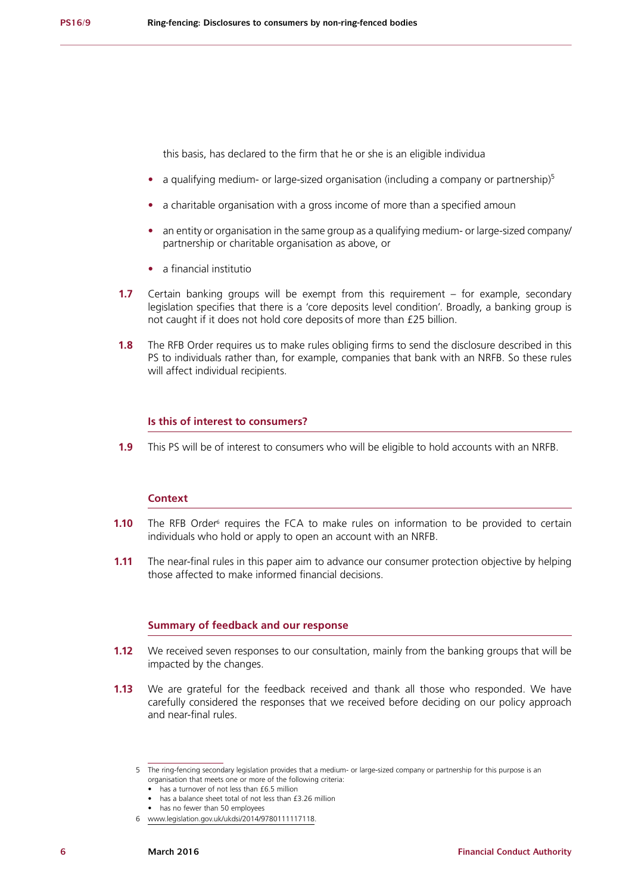this basis, has declared to the firm that he or she is an eligible individua

- a qualifying medium- or large-sized organisation (including a company or partnership)[5]
- a charitable organisation with a gross income of more than a specified amoun
- an entity or organisation in the same group as a qualifying medium- or large-sized company/partnership or charitable organisation as above, or
- a financial institutio

**1.7** Certain banking groups will be exempt from this requirement – for example, secondary legislation specifies that there is a 'core deposits level condition'. Broadly, a banking group is not caught if it does not hold core deposits of more than £25 billion.

**1.8** The RFB Order requires us to make rules obliging firms to send the disclosure described in this PS to individuals rather than, for example, companies that bank with an NRFB. So these rules will affect individual recipients.

### Is this of interest to consumers?

**1.9** This PS will be of interest to consumers who will be eligible to hold accounts with an NRFB.

### Context

**1.10** The RFB Order[6] requires the FCA to make rules on information to be provided to certain individuals who hold or apply to open an account with an NRFB.

**1.11** The near-final rules in this paper aim to advance our consumer protection objective by helping those affected to make informed financial decisions.

### Summary of feedback and our response

**1.12** We received seven responses to our consultation, mainly from the banking groups that will be impacted by the changes.

**1.13** We are grateful for the feedback received and thank all those who responded. We have carefully considered the responses that we received before deciding on our policy approach and near-final rules.

5 The ring-fencing secondary legislation provides that a medium- or large-sized company or partnership for this purpose is an organisation that meets one or more of the following criteria:
- has a turnover of not less than £6.5 million
- has a balance sheet total of not less than £3.26 million
- has no fewer than 50 employees

6 www.legislation.gov.uk/ukdsi/2014/9780111117118.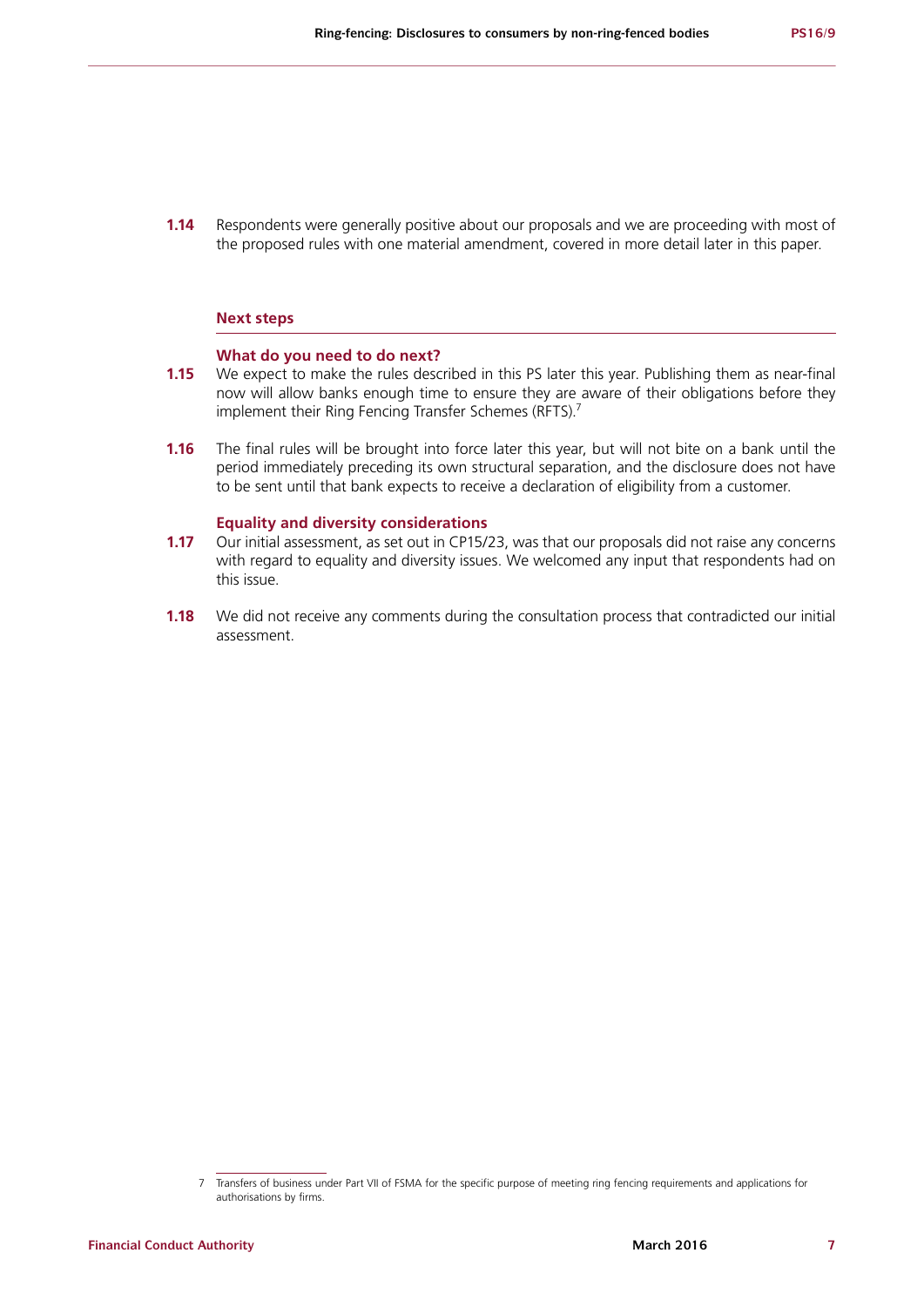**1.14** Respondents were generally positive about our proposals and we are proceeding with most of the proposed rules with one material amendment, covered in more detail later in this paper.

## Next steps

### What do you need to do next?

**1.15** We expect to make the rules described in this PS later this year. Publishing them as near-final now will allow banks enough time to ensure they are aware of their obligations before they implement their Ring Fencing Transfer Schemes (RFTS).[7]

**1.16** The final rules will be brought into force later this year, but will not bite on a bank until the period immediately preceding its own structural separation, and the disclosure does not have to be sent until that bank expects to receive a declaration of eligibility from a customer.

### Equality and diversity considerations

**1.17** Our initial assessment, as set out in CP15/23, was that our proposals did not raise any concerns with regard to equality and diversity issues. We welcomed any input that respondents had on this issue.

**1.18** We did not receive any comments during the consultation process that contradicted our initial assessment.

---

7 Transfers of business under Part VII of FSMA for the specific purpose of meeting ring fencing requirements and applications for authorisations by firms.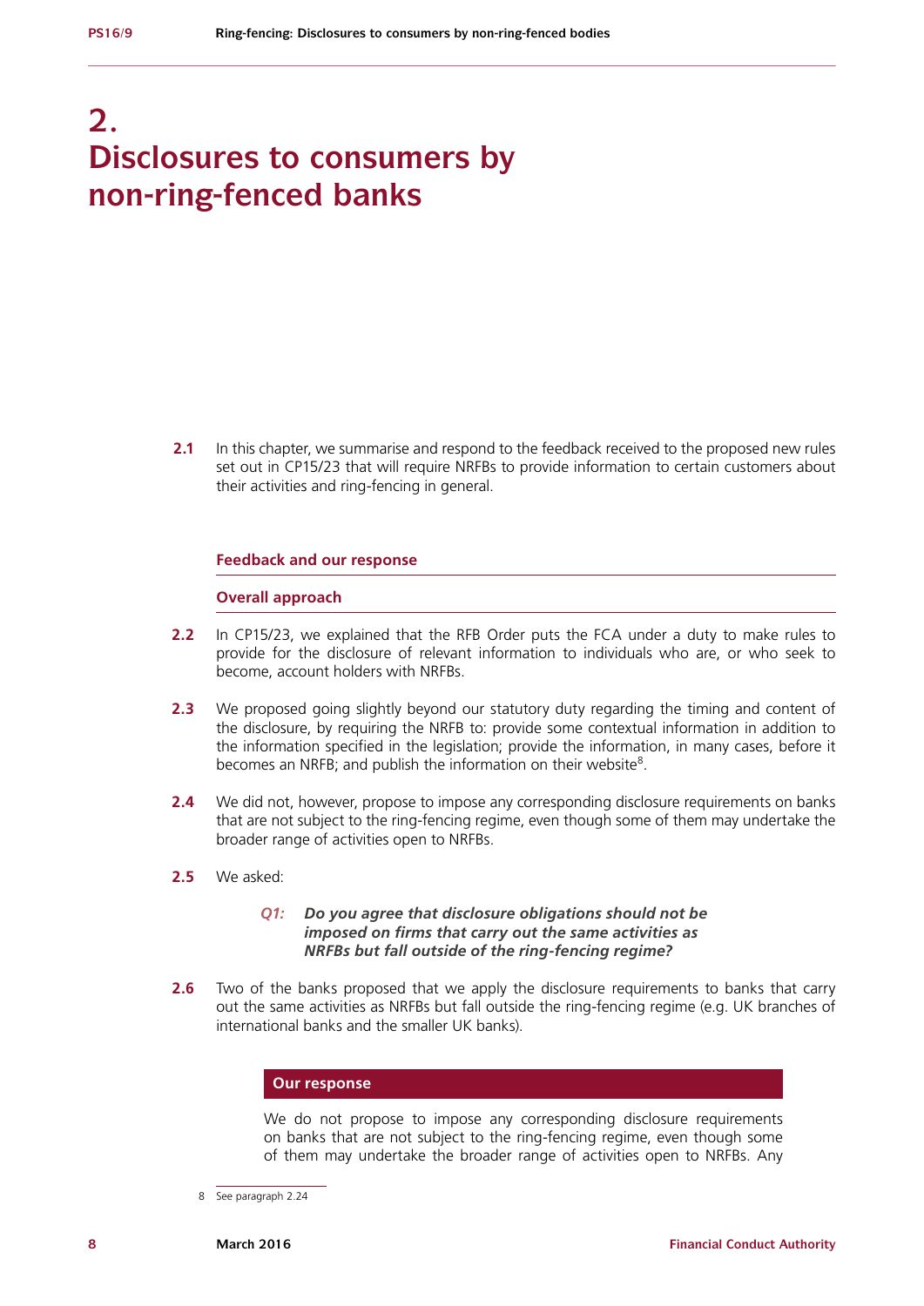# 2. Disclosures to consumers by non-ring-fenced banks

**2.1** In this chapter, we summarise and respond to the feedback received to the proposed new rules set out in CP15/23 that will require NRFBs to provide information to certain customers about their activities and ring-fencing in general.

## Feedback and our response

### Overall approach

**2.2** In CP15/23, we explained that the RFB Order puts the FCA under a duty to make rules to provide for the disclosure of relevant information to individuals who are, or who seek to become, account holders with NRFBs.

**2.3** We proposed going slightly beyond our statutory duty regarding the timing and content of the disclosure, by requiring the NRFB to: provide some contextual information in addition to the information specified in the legislation; provide the information, in many cases, before it becomes an NRFB; and publish the information on their website[8].

**2.4** We did not, however, propose to impose any corresponding disclosure requirements on banks that are not subject to the ring-fencing regime, even though some of them may undertake the broader range of activities open to NRFBs.

**2.5** We asked:

> ***Q1: Do you agree that disclosure obligations should not be imposed on firms that carry out the same activities as NRFBs but fall outside of the ring-fencing regime?***

**2.6** Two of the banks proposed that we apply the disclosure requirements to banks that carry out the same activities as NRFBs but fall outside the ring-fencing regime (e.g. UK branches of international banks and the smaller UK banks).

**Our response**

We do not propose to impose any corresponding disclosure requirements on banks that are not subject to the ring-fencing regime, even though some of them may undertake the broader range of activities open to NRFBs. Any

8 See paragraph 2.24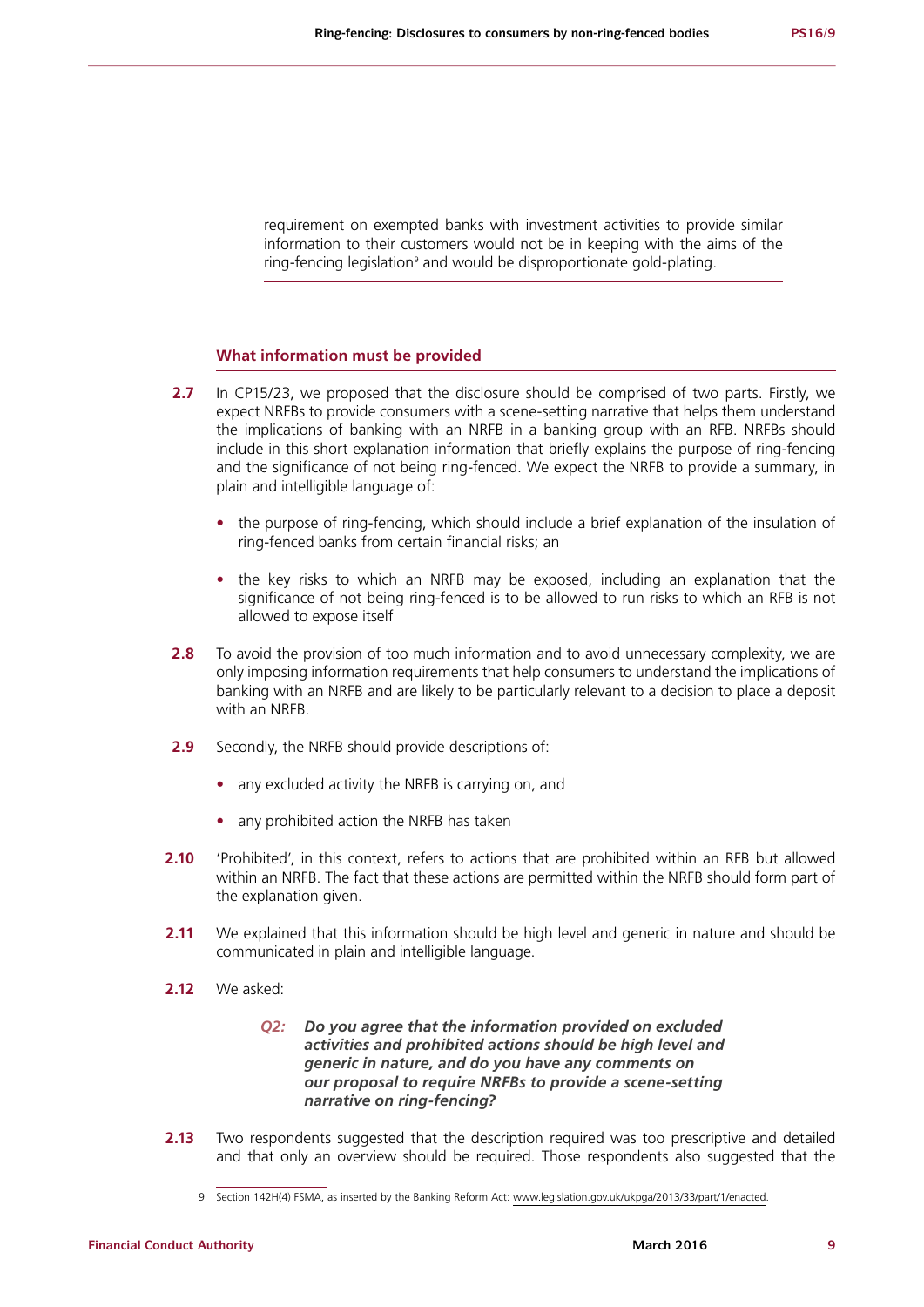requirement on exempted banks with investment activities to provide similar information to their customers would not be in keeping with the aims of the ring-fencing legislation[9] and would be disproportionate gold-plating.

### What information must be provided

**2.7** In CP15/23, we proposed that the disclosure should be comprised of two parts. Firstly, we expect NRFBs to provide consumers with a scene-setting narrative that helps them understand the implications of banking with an NRFB in a banking group with an RFB. NRFBs should include in this short explanation information that briefly explains the purpose of ring-fencing and the significance of not being ring-fenced. We expect the NRFB to provide a summary, in plain and intelligible language of:

- the purpose of ring-fencing, which should include a brief explanation of the insulation of ring-fenced banks from certain financial risks; an
- the key risks to which an NRFB may be exposed, including an explanation that the significance of not being ring-fenced is to be allowed to run risks to which an RFB is not allowed to expose itself

**2.8** To avoid the provision of too much information and to avoid unnecessary complexity, we are only imposing information requirements that help consumers to understand the implications of banking with an NRFB and are likely to be particularly relevant to a decision to place a deposit with an NRFB.

**2.9** Secondly, the NRFB should provide descriptions of:

- any excluded activity the NRFB is carrying on, and
- any prohibited action the NRFB has taken

**2.10** 'Prohibited', in this context, refers to actions that are prohibited within an RFB but allowed within an NRFB. The fact that these actions are permitted within the NRFB should form part of the explanation given.

**2.11** We explained that this information should be high level and generic in nature and should be communicated in plain and intelligible language.

**2.12** We asked:

> ***Q2: Do you agree that the information provided on excluded activities and prohibited actions should be high level and generic in nature, and do you have any comments on our proposal to require NRFBs to provide a scene-setting narrative on ring-fencing?***

**2.13** Two respondents suggested that the description required was too prescriptive and detailed and that only an overview should be required. Those respondents also suggested that the

[9] Section 142H(4) FSMA, as inserted by the Banking Reform Act: www.legislation.gov.uk/ukpga/2013/33/part/1/enacted.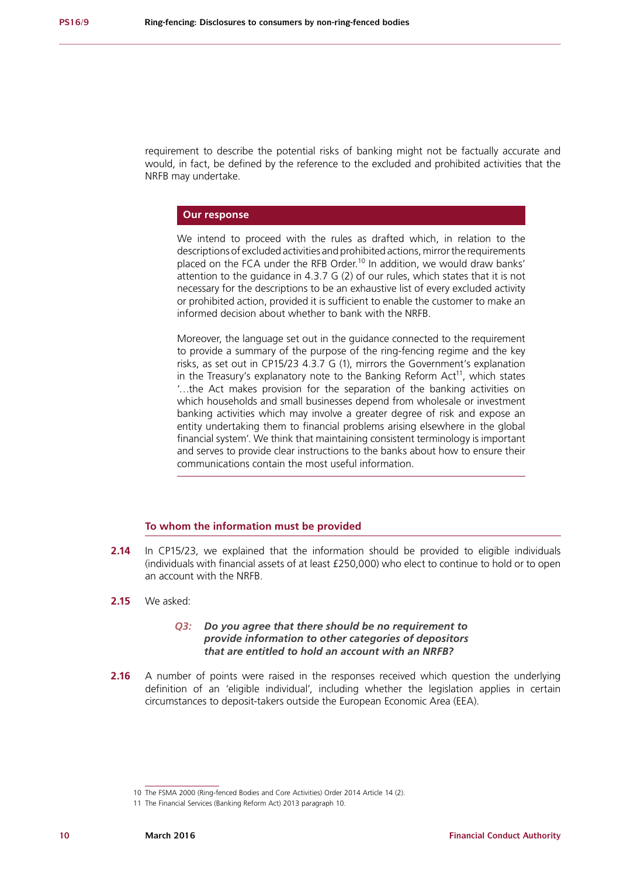requirement to describe the potential risks of banking might not be factually accurate and would, in fact, be defined by the reference to the excluded and prohibited activities that the NRFB may undertake.

**Our response**

We intend to proceed with the rules as drafted which, in relation to the descriptions of excluded activities and prohibited actions, mirror the requirements placed on the FCA under the RFB Order.[10] In addition, we would draw banks' attention to the guidance in 4.3.7 G (2) of our rules, which states that it is not necessary for the descriptions to be an exhaustive list of every excluded activity or prohibited action, provided it is sufficient to enable the customer to make an informed decision about whether to bank with the NRFB.

Moreover, the language set out in the guidance connected to the requirement to provide a summary of the purpose of the ring-fencing regime and the key risks, as set out in CP15/23 4.3.7 G (1), mirrors the Government's explanation in the Treasury's explanatory note to the Banking Reform Act[11], which states '…the Act makes provision for the separation of the banking activities on which households and small businesses depend from wholesale or investment banking activities which may involve a greater degree of risk and expose an entity undertaking them to financial problems arising elsewhere in the global financial system'. We think that maintaining consistent terminology is important and serves to provide clear instructions to the banks about how to ensure their communications contain the most useful information.

### To whom the information must be provided

**2.14** In CP15/23, we explained that the information should be provided to eligible individuals (individuals with financial assets of at least £250,000) who elect to continue to hold or to open an account with the NRFB.

**2.15** We asked:

> ***Q3: Do you agree that there should be no requirement to provide information to other categories of depositors that are entitled to hold an account with an NRFB?***

**2.16** A number of points were raised in the responses received which question the underlying definition of an 'eligible individual', including whether the legislation applies in certain circumstances to deposit-takers outside the European Economic Area (EEA).

---

10 The FSMA 2000 (Ring-fenced Bodies and Core Activities) Order 2014 Article 14 (2).

11 The Financial Services (Banking Reform Act) 2013 paragraph 10.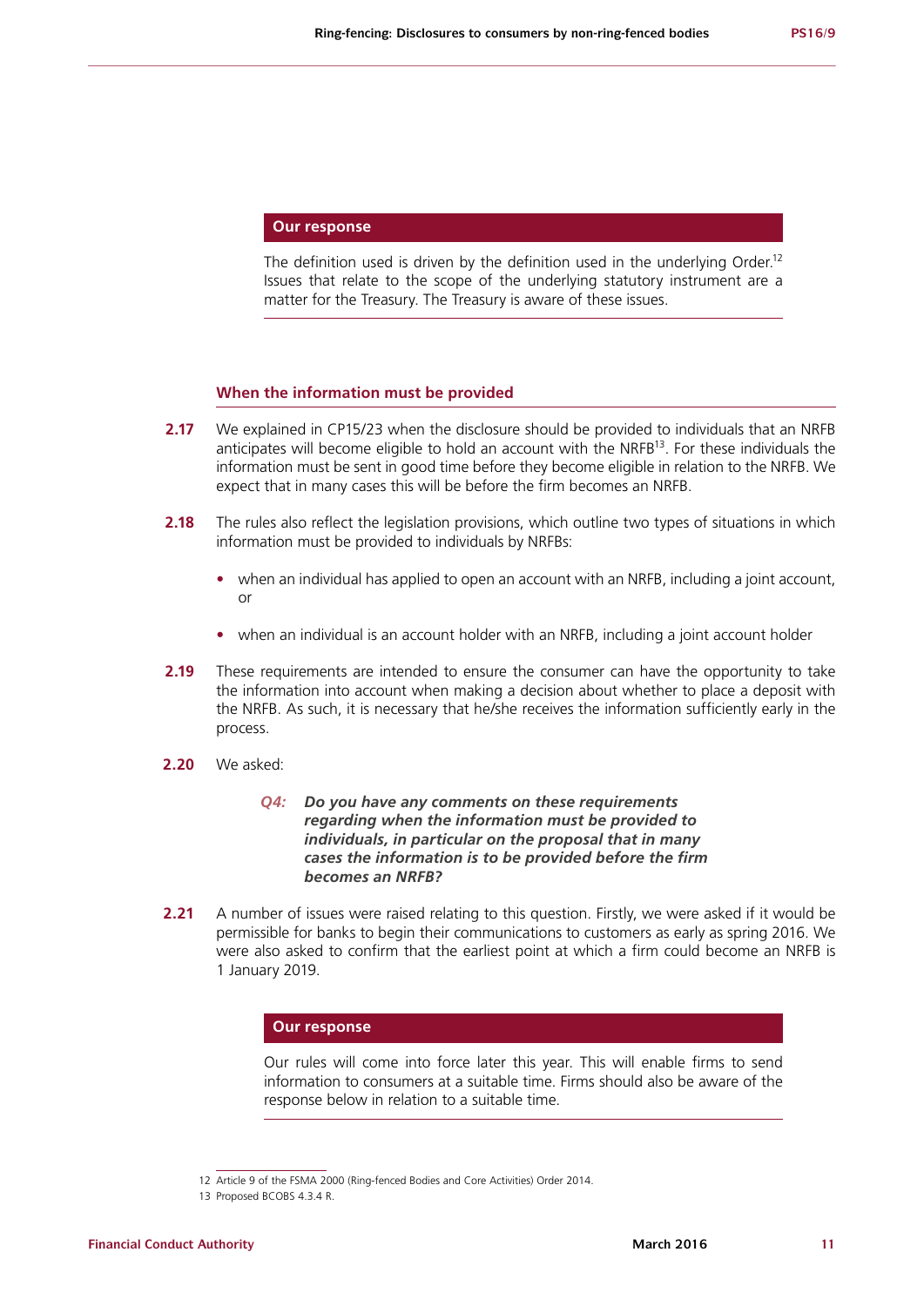**Our response**

The definition used is driven by the definition used in the underlying Order.[12] Issues that relate to the scope of the underlying statutory instrument are a matter for the Treasury. The Treasury is aware of these issues.

### When the information must be provided

**2.17** We explained in CP15/23 when the disclosure should be provided to individuals that an NRFB anticipates will become eligible to hold an account with the NRFB[13]. For these individuals the information must be sent in good time before they become eligible in relation to the NRFB. We expect that in many cases this will be before the firm becomes an NRFB.

**2.18** The rules also reflect the legislation provisions, which outline two types of situations in which information must be provided to individuals by NRFBs:

- when an individual has applied to open an account with an NRFB, including a joint account, or
- when an individual is an account holder with an NRFB, including a joint account holder

**2.19** These requirements are intended to ensure the consumer can have the opportunity to take the information into account when making a decision about whether to place a deposit with the NRFB. As such, it is necessary that he/she receives the information sufficiently early in the process.

**2.20** We asked:

> ***Q4: Do you have any comments on these requirements regarding when the information must be provided to individuals, in particular on the proposal that in many cases the information is to be provided before the firm becomes an NRFB?***

**2.21** A number of issues were raised relating to this question. Firstly, we were asked if it would be permissible for banks to begin their communications to customers as early as spring 2016. We were also asked to confirm that the earliest point at which a firm could become an NRFB is 1 January 2019.

**Our response**

Our rules will come into force later this year. This will enable firms to send information to consumers at a suitable time. Firms should also be aware of the response below in relation to a suitable time.

---

12 Article 9 of the FSMA 2000 (Ring-fenced Bodies and Core Activities) Order 2014.

13 Proposed BCOBS 4.3.4 R.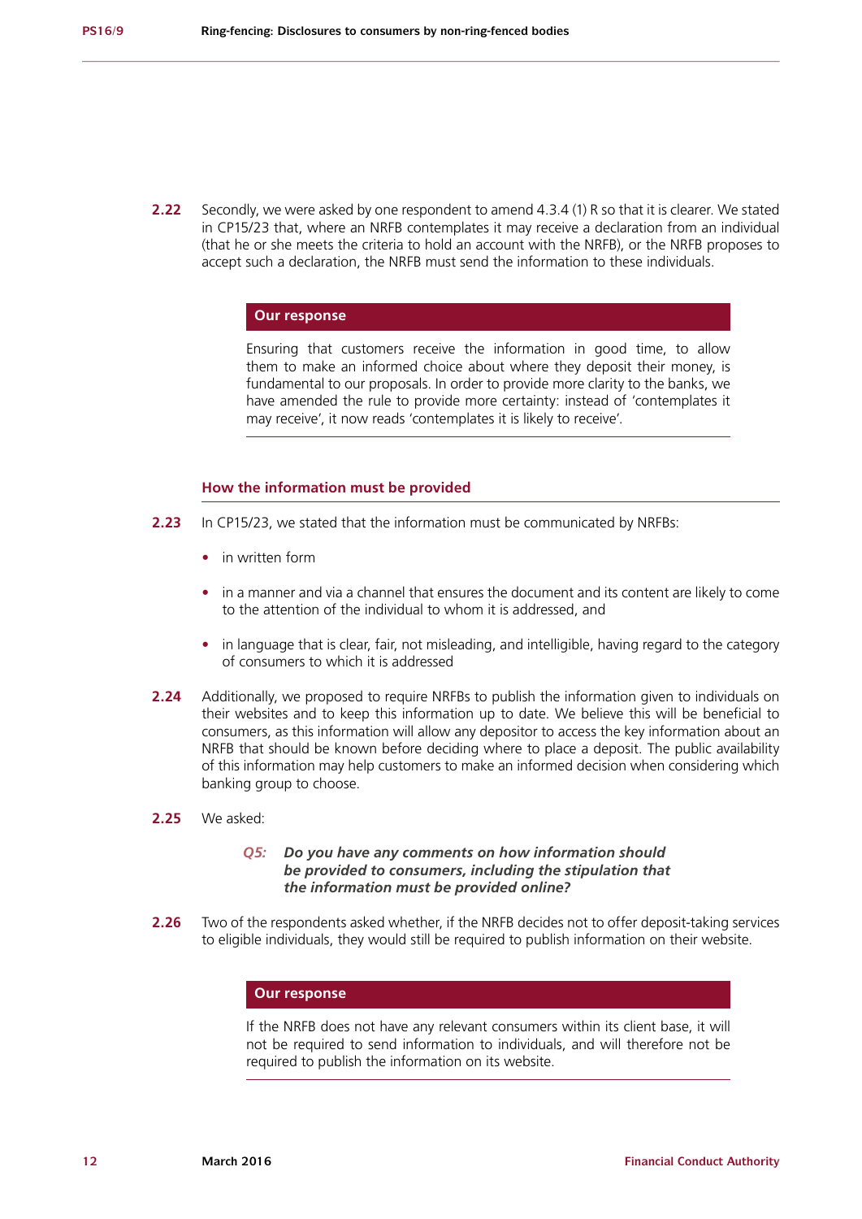**2.22** Secondly, we were asked by one respondent to amend 4.3.4 (1) R so that it is clearer. We stated in CP15/23 that, where an NRFB contemplates it may receive a declaration from an individual (that he or she meets the criteria to hold an account with the NRFB), or the NRFB proposes to accept such a declaration, the NRFB must send the information to these individuals.

**Our response**

Ensuring that customers receive the information in good time, to allow them to make an informed choice about where they deposit their money, is fundamental to our proposals. In order to provide more clarity to the banks, we have amended the rule to provide more certainty: instead of 'contemplates it may receive', it now reads 'contemplates it is likely to receive'.

### How the information must be provided

**2.23** In CP15/23, we stated that the information must be communicated by NRFBs:

- in written form
- in a manner and via a channel that ensures the document and its content are likely to come to the attention of the individual to whom it is addressed, and
- in language that is clear, fair, not misleading, and intelligible, having regard to the category of consumers to which it is addressed

**2.24** Additionally, we proposed to require NRFBs to publish the information given to individuals on their websites and to keep this information up to date. We believe this will be beneficial to consumers, as this information will allow any depositor to access the key information about an NRFB that should be known before deciding where to place a deposit. The public availability of this information may help customers to make an informed decision when considering which banking group to choose.

**2.25** We asked:

> ***Q5: Do you have any comments on how information should be provided to consumers, including the stipulation that the information must be provided online?***

**2.26** Two of the respondents asked whether, if the NRFB decides not to offer deposit-taking services to eligible individuals, they would still be required to publish information on their website.

**Our response**

If the NRFB does not have any relevant consumers within its client base, it will not be required to send information to individuals, and will therefore not be required to publish the information on its website.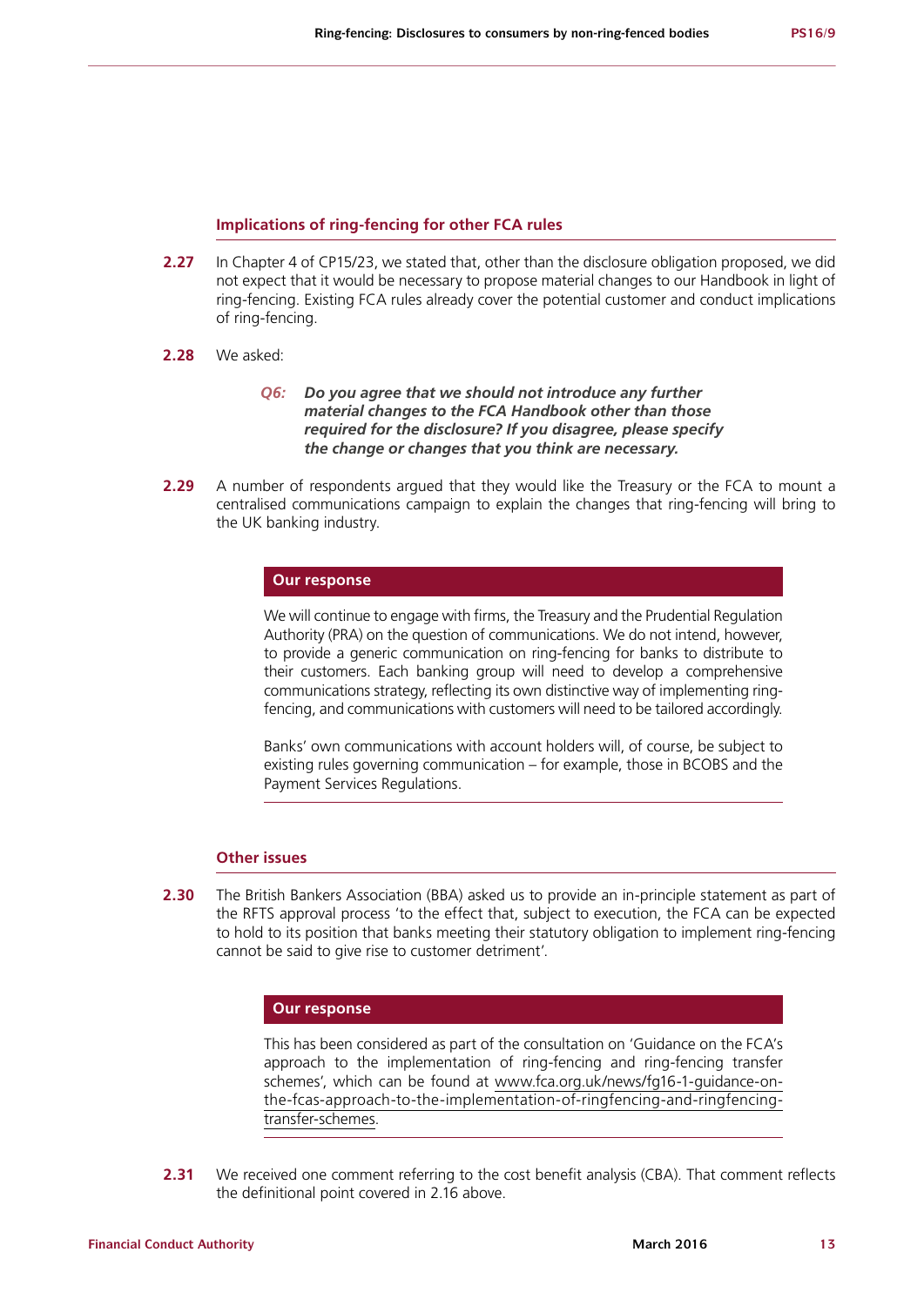### Implications of ring-fencing for other FCA rules

**2.27** In Chapter 4 of CP15/23, we stated that, other than the disclosure obligation proposed, we did not expect that it would be necessary to propose material changes to our Handbook in light of ring-fencing. Existing FCA rules already cover the potential customer and conduct implications of ring-fencing.

**2.28** We asked:

> ***Q6: Do you agree that we should not introduce any further material changes to the FCA Handbook other than those required for the disclosure? If you disagree, please specify the change or changes that you think are necessary.***

**2.29** A number of respondents argued that they would like the Treasury or the FCA to mount a centralised communications campaign to explain the changes that ring-fencing will bring to the UK banking industry.

**Our response**

We will continue to engage with firms, the Treasury and the Prudential Regulation Authority (PRA) on the question of communications. We do not intend, however, to provide a generic communication on ring-fencing for banks to distribute to their customers. Each banking group will need to develop a comprehensive communications strategy, reflecting its own distinctive way of implementing ring-fencing, and communications with customers will need to be tailored accordingly.

Banks' own communications with account holders will, of course, be subject to existing rules governing communication – for example, those in BCOBS and the Payment Services Regulations.

### Other issues

**2.30** The British Bankers Association (BBA) asked us to provide an in-principle statement as part of the RFTS approval process 'to the effect that, subject to execution, the FCA can be expected to hold to its position that banks meeting their statutory obligation to implement ring-fencing cannot be said to give rise to customer detriment'.

**Our response**

This has been considered as part of the consultation on 'Guidance on the FCA's approach to the implementation of ring-fencing and ring-fencing transfer schemes', which can be found at www.fca.org.uk/news/fg16-1-guidance-on-the-fcas-approach-to-the-implementation-of-ringfencing-and-ringfencing-transfer-schemes.

**2.31** We received one comment referring to the cost benefit analysis (CBA). That comment reflects the definitional point covered in 2.16 above.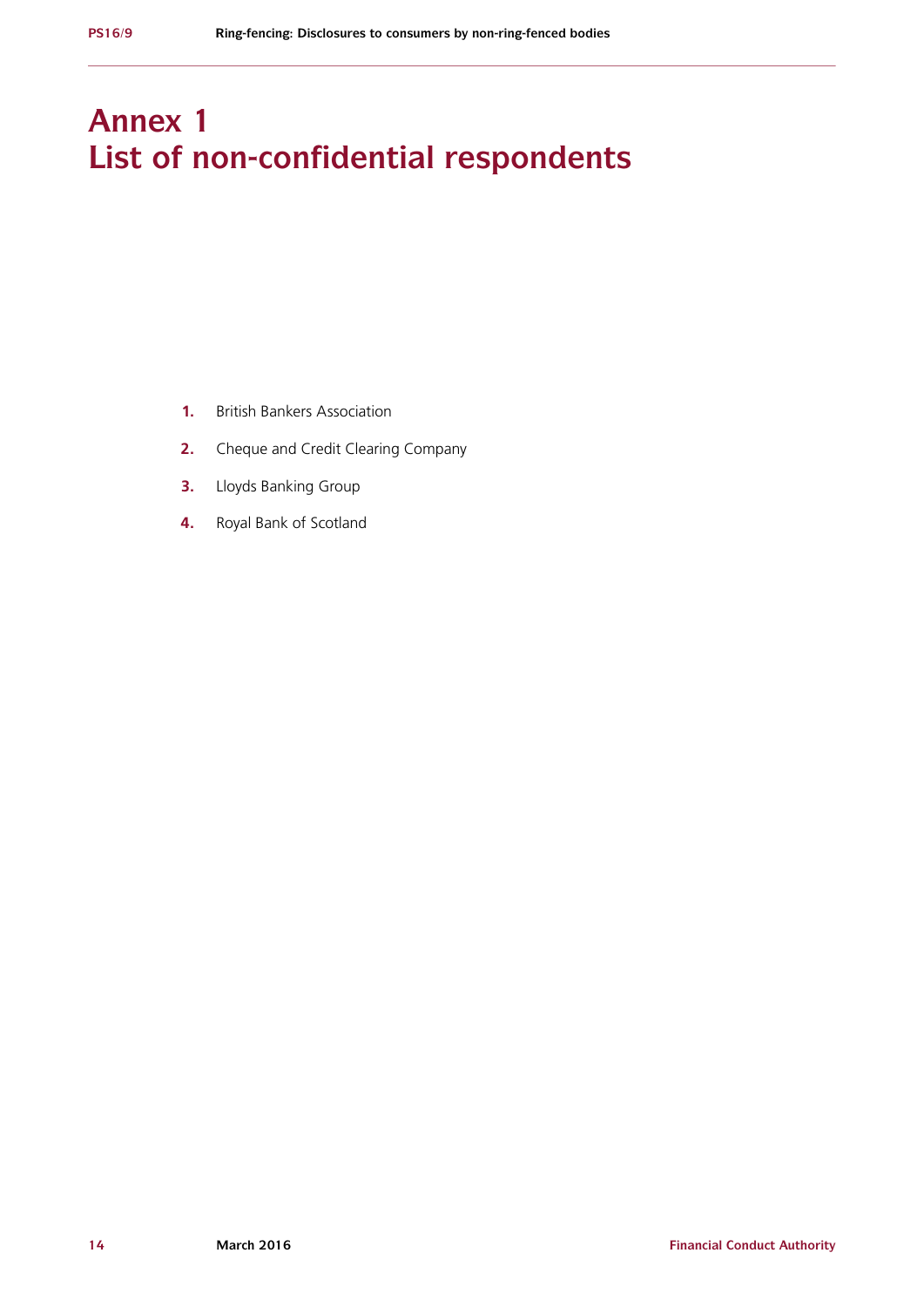# Annex 1
# List of non-confidential respondents

1. British Bankers Association
2. Cheque and Credit Clearing Company
3. Lloyds Banking Group
4. Royal Bank of Scotland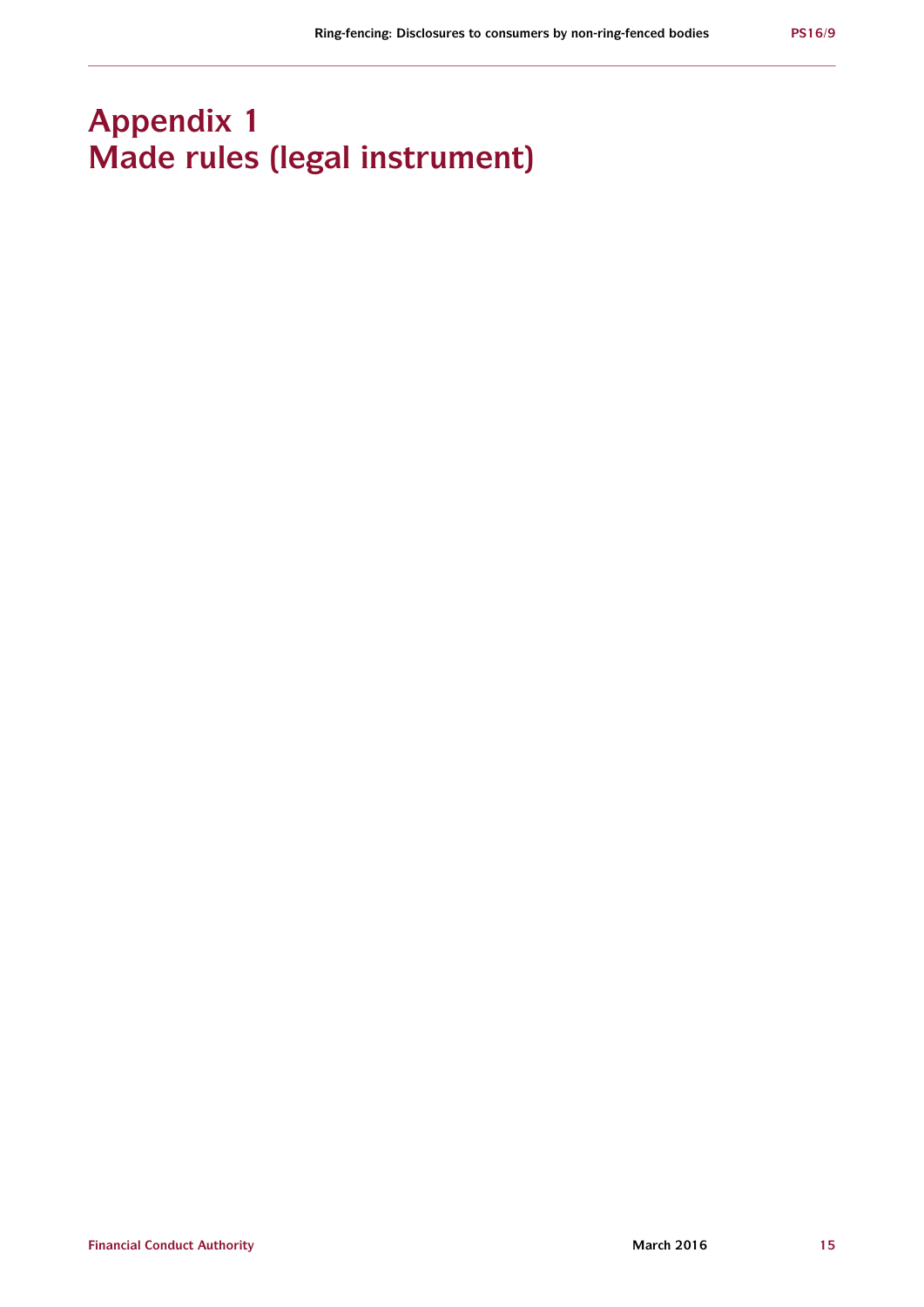# Appendix 1
# Made rules (legal instrument)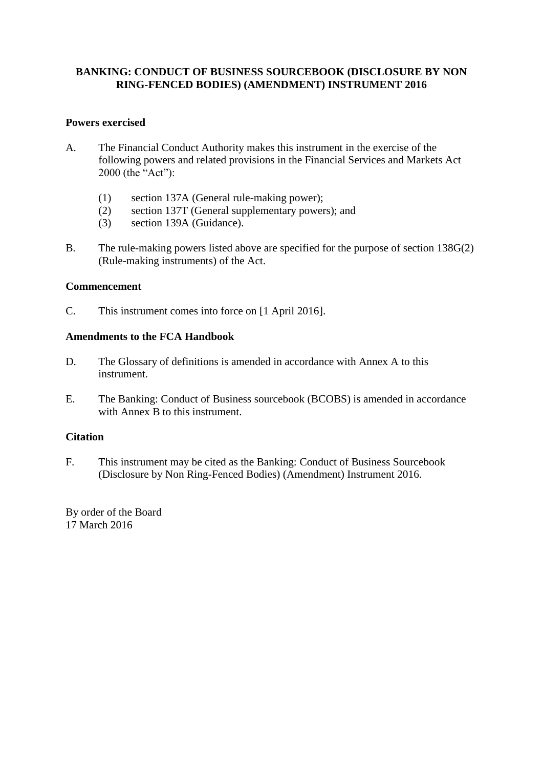**BANKING: CONDUCT OF BUSINESS SOURCEBOOK (DISCLOSURE BY NON RING-FENCED BODIES) (AMENDMENT) INSTRUMENT 2016**

**Powers exercised**

A. The Financial Conduct Authority makes this instrument in the exercise of the following powers and related provisions in the Financial Services and Markets Act 2000 (the "Act"):

   (1) section 137A (General rule-making power);
   (2) section 137T (General supplementary powers); and
   (3) section 139A (Guidance).

B. The rule-making powers listed above are specified for the purpose of section 138G(2) (Rule-making instruments) of the Act.

**Commencement**

C. This instrument comes into force on [1 April 2016].

**Amendments to the FCA Handbook**

D. The Glossary of definitions is amended in accordance with Annex A to this instrument.

E. The Banking: Conduct of Business sourcebook (BCOBS) is amended in accordance with Annex B to this instrument.

**Citation**

F. This instrument may be cited as the Banking: Conduct of Business Sourcebook (Disclosure by Non Ring-Fenced Bodies) (Amendment) Instrument 2016.

By order of the Board
17 March 2016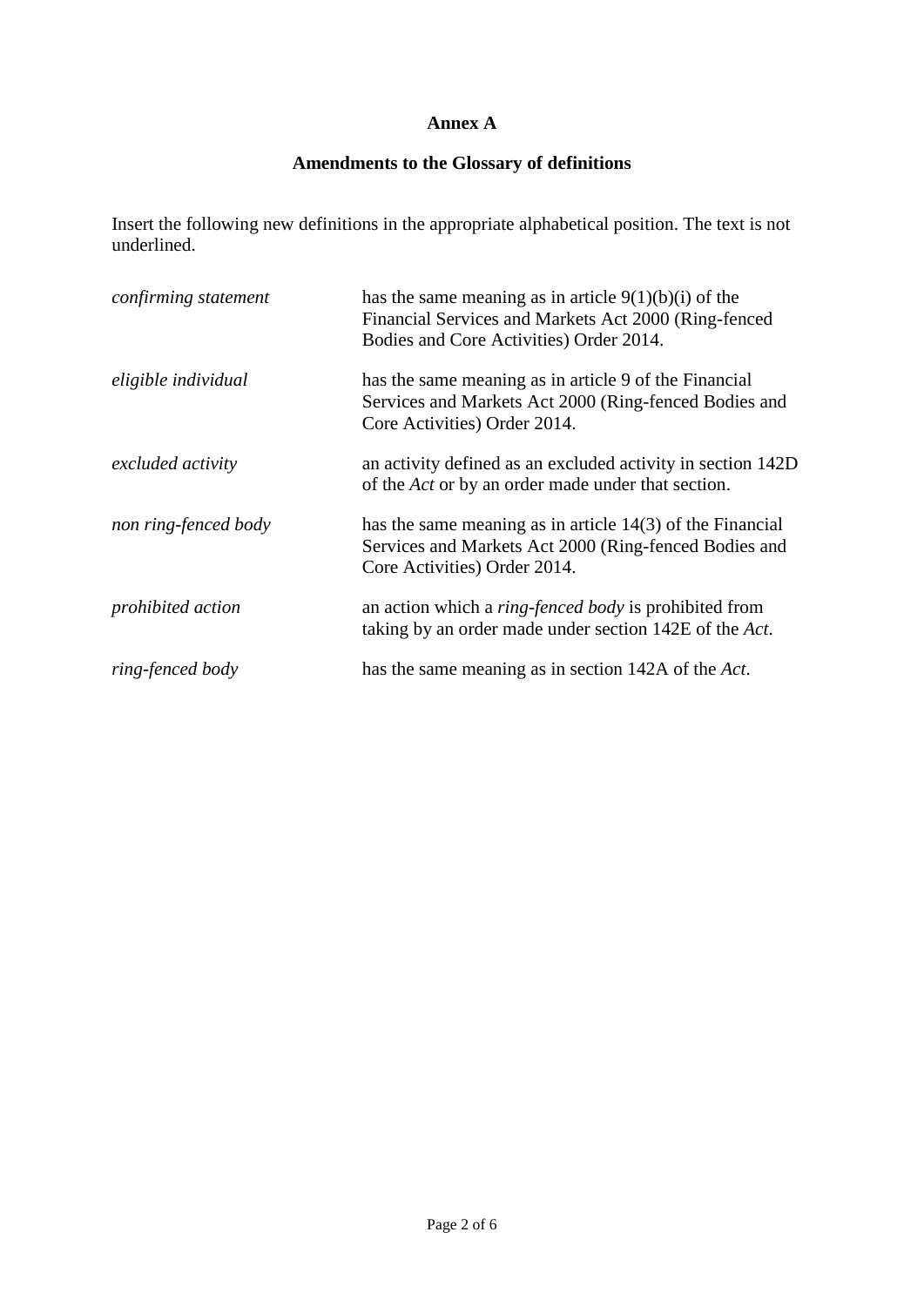**Annex A**

**Amendments to the Glossary of definitions**

Insert the following new definitions in the appropriate alphabetical position. The text is not underlined.

| | |
|---|---|
| *confirming statement* | has the same meaning as in article 9(1)(b)(i) of the Financial Services and Markets Act 2000 (Ring-fenced Bodies and Core Activities) Order 2014. |
| *eligible individual* | has the same meaning as in article 9 of the Financial Services and Markets Act 2000 (Ring-fenced Bodies and Core Activities) Order 2014. |
| *excluded activity* | an activity defined as an excluded activity in section 142D of the *Act* or by an order made under that section. |
| *non ring-fenced body* | has the same meaning as in article 14(3) of the Financial Services and Markets Act 2000 (Ring-fenced Bodies and Core Activities) Order 2014. |
| *prohibited action* | an action which a *ring-fenced body* is prohibited from taking by an order made under section 142E of the *Act*. |
| *ring-fenced body* | has the same meaning as in section 142A of the *Act*. |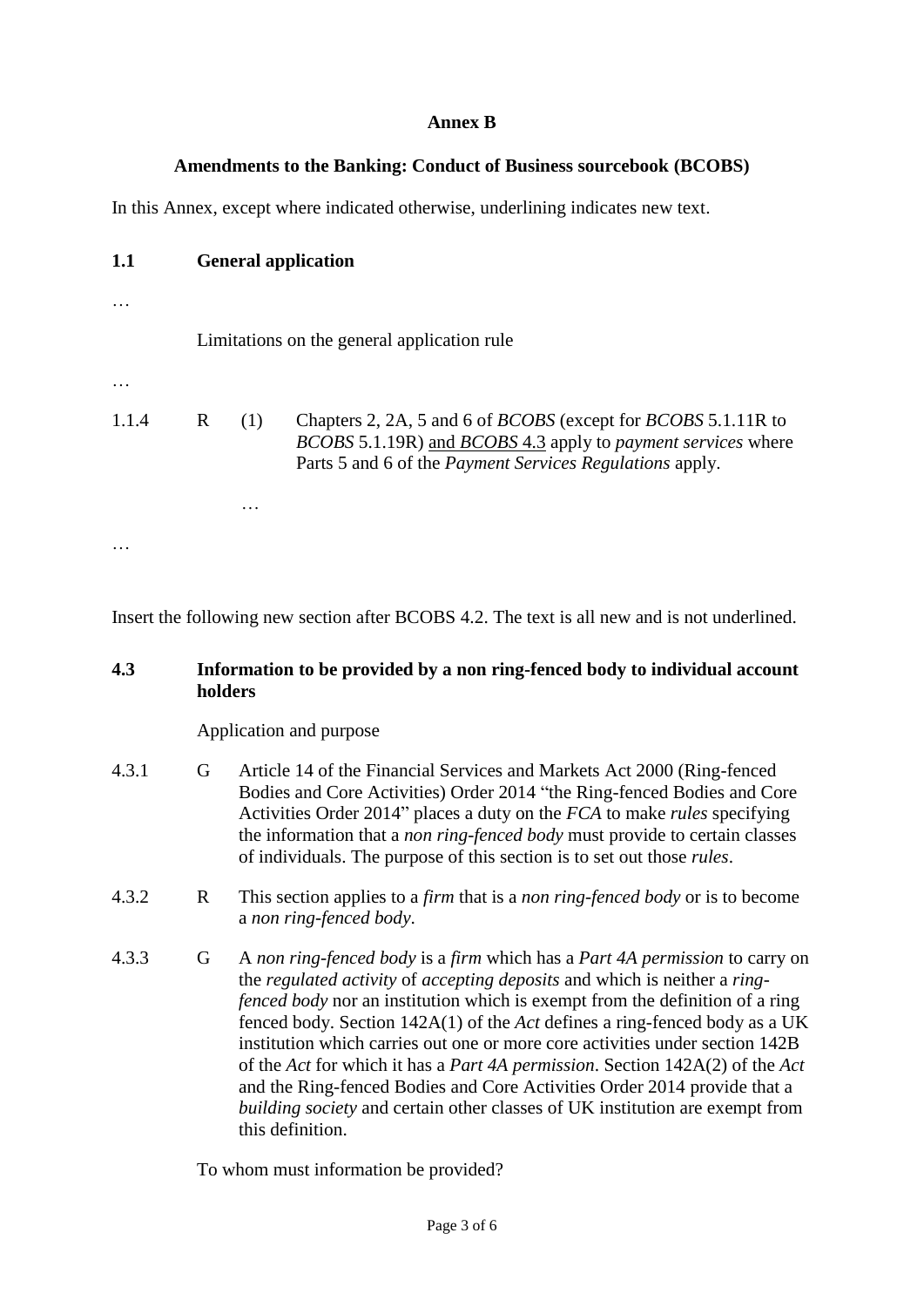**Annex B**

**Amendments to the Banking: Conduct of Business sourcebook (BCOBS)**

In this Annex, except where indicated otherwise, underlining indicates new text.

**1.1 General application**

…

Limitations on the general application rule

…

1.1.4 R (1) Chapters 2, 2A, 5 and 6 of *BCOBS* (except for *BCOBS* 5.1.11R to *BCOBS* 5.1.19R) <u>and *BCOBS* 4.3</u> apply to *payment services* where Parts 5 and 6 of the *Payment Services Regulations* apply.

…

…

Insert the following new section after BCOBS 4.2. The text is all new and is not underlined.

**4.3 Information to be provided by a non ring-fenced body to individual account holders**

Application and purpose

4.3.1 G Article 14 of the Financial Services and Markets Act 2000 (Ring-fenced Bodies and Core Activities) Order 2014 "the Ring-fenced Bodies and Core Activities Order 2014" places a duty on the *FCA* to make *rules* specifying the information that a *non ring-fenced body* must provide to certain classes of individuals. The purpose of this section is to set out those *rules*.

4.3.2 R This section applies to a *firm* that is a *non ring-fenced body* or is to become a *non ring-fenced body*.

4.3.3 G A *non ring-fenced body* is a *firm* which has a *Part 4A permission* to carry on the *regulated activity* of *accepting deposits* and which is neither a *ring-fenced body* nor an institution which is exempt from the definition of a ring fenced body. Section 142A(1) of the *Act* defines a ring-fenced body as a UK institution which carries out one or more core activities under section 142B of the *Act* for which it has a *Part 4A permission*. Section 142A(2) of the *Act* and the Ring-fenced Bodies and Core Activities Order 2014 provide that a *building society* and certain other classes of UK institution are exempt from this definition.

To whom must information be provided?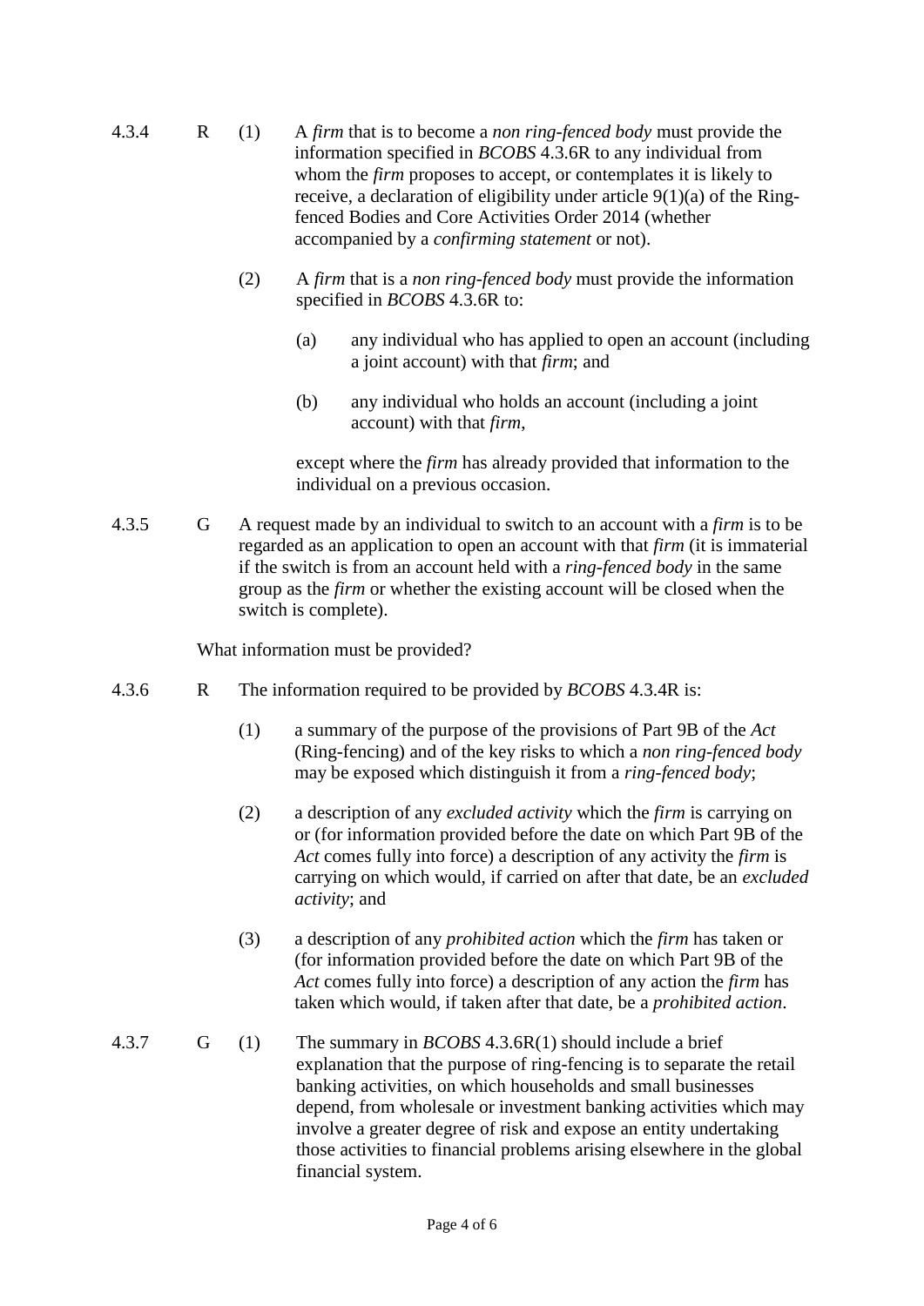4.3.4 R (1) A *firm* that is to become a *non ring-fenced body* must provide the information specified in *BCOBS* 4.3.6R to any individual from whom the *firm* proposes to accept, or contemplates it is likely to receive, a declaration of eligibility under article 9(1)(a) of the Ring-fenced Bodies and Core Activities Order 2014 (whether accompanied by a *confirming statement* or not).

(2) A *firm* that is a *non ring-fenced body* must provide the information specified in *BCOBS* 4.3.6R to:

(a) any individual who has applied to open an account (including a joint account) with that *firm*; and

(b) any individual who holds an account (including a joint account) with that *firm*,

except where the *firm* has already provided that information to the individual on a previous occasion.

4.3.5 G A request made by an individual to switch to an account with a *firm* is to be regarded as an application to open an account with that *firm* (it is immaterial if the switch is from an account held with a *ring-fenced body* in the same group as the *firm* or whether the existing account will be closed when the switch is complete).

What information must be provided?

4.3.6 R The information required to be provided by *BCOBS* 4.3.4R is:

(1) a summary of the purpose of the provisions of Part 9B of the *Act* (Ring-fencing) and of the key risks to which a *non ring-fenced body* may be exposed which distinguish it from a *ring-fenced body*;

(2) a description of any *excluded activity* which the *firm* is carrying on or (for information provided before the date on which Part 9B of the *Act* comes fully into force) a description of any activity the *firm* is carrying on which would, if carried on after that date, be an *excluded activity*; and

(3) a description of any *prohibited action* which the *firm* has taken or (for information provided before the date on which Part 9B of the *Act* comes fully into force) a description of any action the *firm* has taken which would, if taken after that date, be a *prohibited action*.

4.3.7 G (1) The summary in *BCOBS* 4.3.6R(1) should include a brief explanation that the purpose of ring-fencing is to separate the retail banking activities, on which households and small businesses depend, from wholesale or investment banking activities which may involve a greater degree of risk and expose an entity undertaking those activities to financial problems arising elsewhere in the global financial system.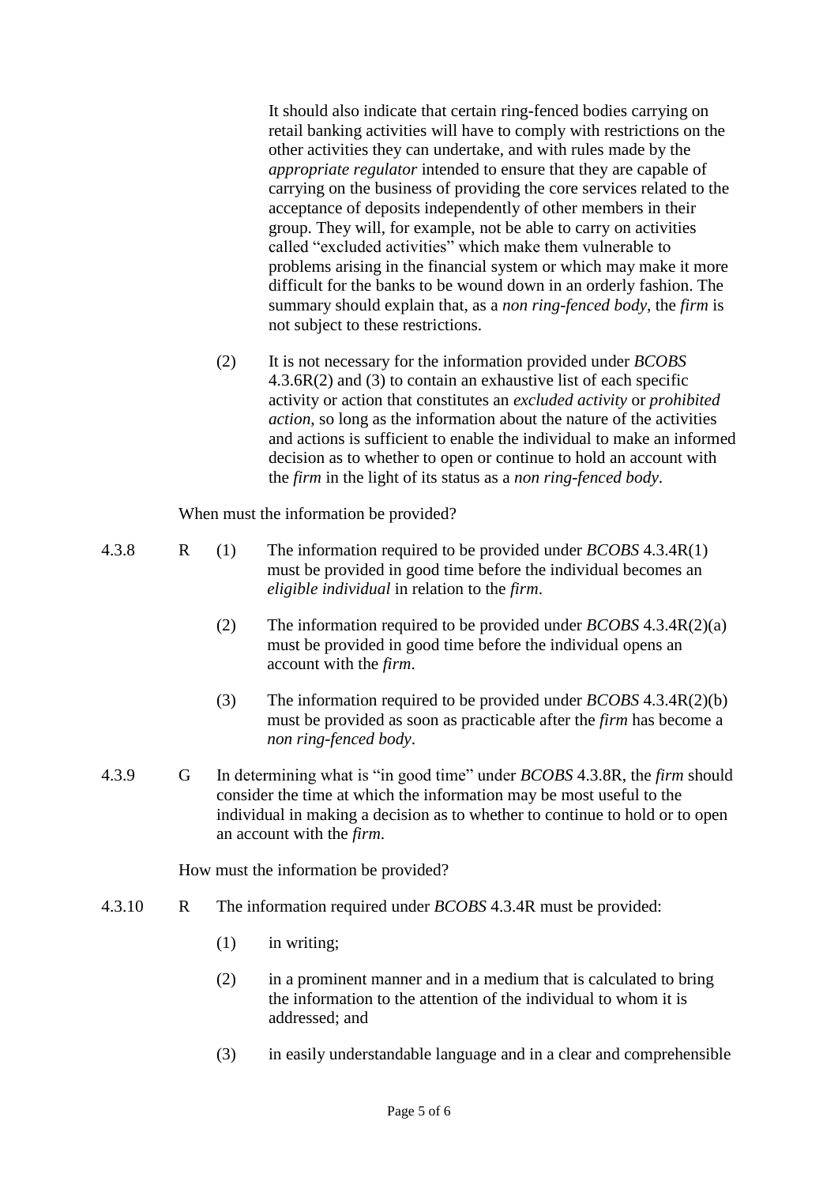It should also indicate that certain ring-fenced bodies carrying on retail banking activities will have to comply with restrictions on the other activities they can undertake, and with rules made by the *appropriate regulator* intended to ensure that they are capable of carrying on the business of providing the core services related to the acceptance of deposits independently of other members in their group. They will, for example, not be able to carry on activities called "excluded activities" which make them vulnerable to problems arising in the financial system or which may make it more difficult for the banks to be wound down in an orderly fashion. The summary should explain that, as a *non ring-fenced body*, the *firm* is not subject to these restrictions.

(2) It is not necessary for the information provided under *BCOBS* 4.3.6R(2) and (3) to contain an exhaustive list of each specific activity or action that constitutes an *excluded activity* or *prohibited action*, so long as the information about the nature of the activities and actions is sufficient to enable the individual to make an informed decision as to whether to open or continue to hold an account with the *firm* in the light of its status as a *non ring-fenced body*.

When must the information be provided?

4.3.8 R (1) The information required to be provided under *BCOBS* 4.3.4R(1) must be provided in good time before the individual becomes an *eligible individual* in relation to the *firm*.

(2) The information required to be provided under *BCOBS* 4.3.4R(2)(a) must be provided in good time before the individual opens an account with the *firm*.

(3) The information required to be provided under *BCOBS* 4.3.4R(2)(b) must be provided as soon as practicable after the *firm* has become a *non ring-fenced body*.

4.3.9 G In determining what is "in good time" under *BCOBS* 4.3.8R, the *firm* should consider the time at which the information may be most useful to the individual in making a decision as to whether to continue to hold or to open an account with the *firm*.

How must the information be provided?

4.3.10 R The information required under *BCOBS* 4.3.4R must be provided:

(1) in writing;

(2) in a prominent manner and in a medium that is calculated to bring the information to the attention of the individual to whom it is addressed; and

(3) in easily understandable language and in a clear and comprehensible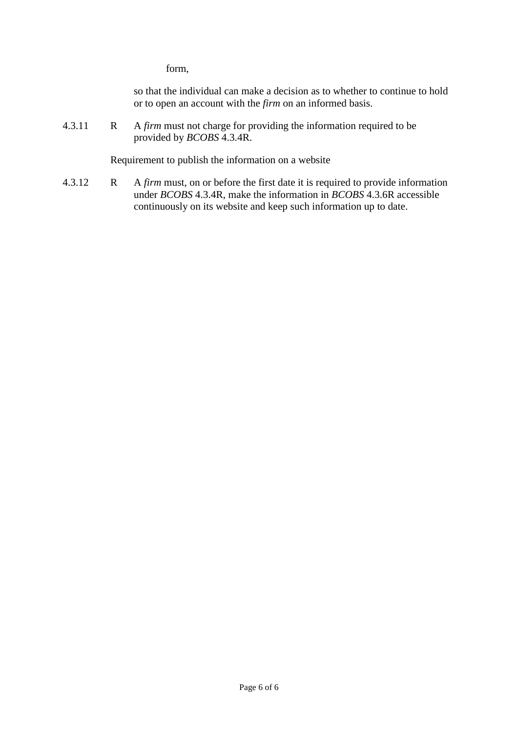form,

so that the individual can make a decision as to whether to continue to hold or to open an account with the *firm* on an informed basis.

4.3.11 R A *firm* must not charge for providing the information required to be provided by *BCOBS* 4.3.4R.

Requirement to publish the information on a website

4.3.12 R A *firm* must, on or before the first date it is required to provide information under *BCOBS* 4.3.4R, make the information in *BCOBS* 4.3.6R accessible continuously on its website and keep such information up to date.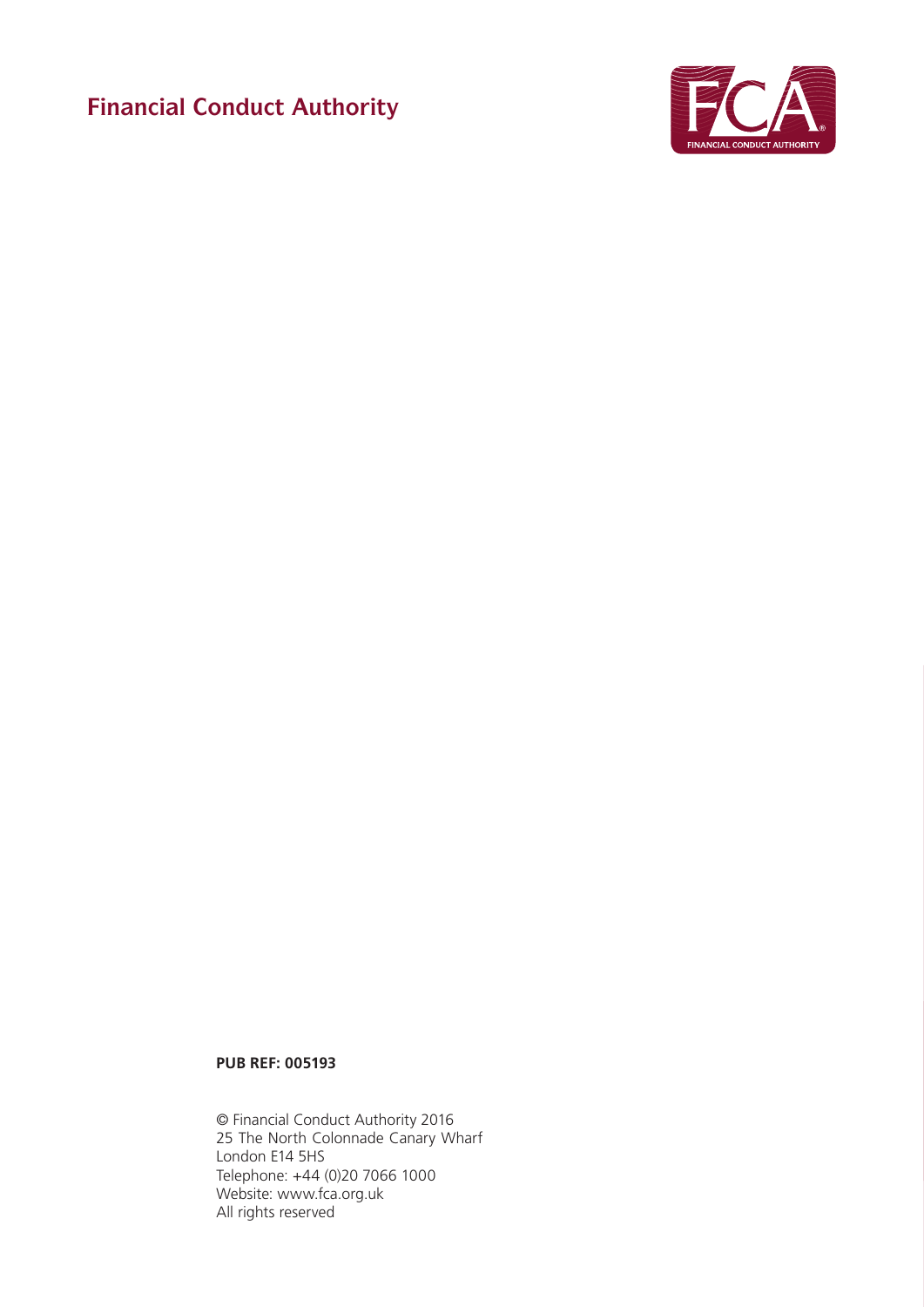**Financial Conduct Authority**

**PUB REF: 005193**

© Financial Conduct Authority 2016
25 The North Colonnade Canary Wharf
London E14 5HS
Telephone: +44 (0)20 7066 1000
Website: www.fca.org.uk
All rights reserved